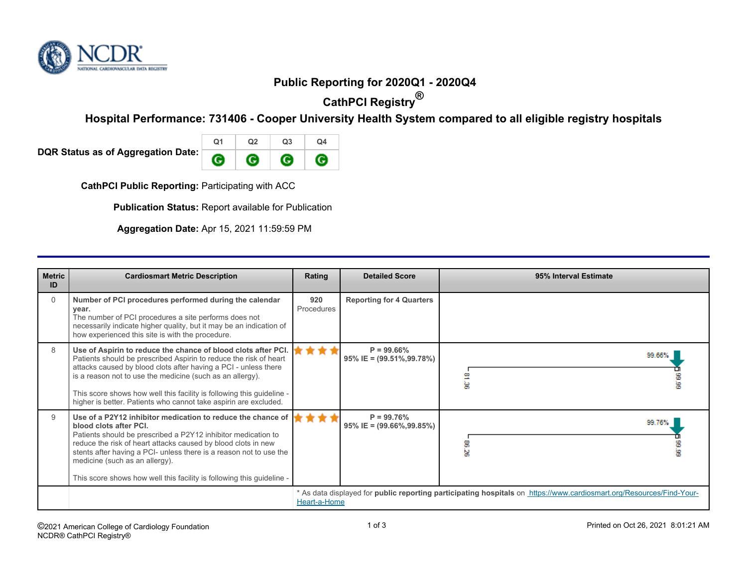NCDR
NATIONAL CARDIOVASCULAR DATA REGISTRY

# Public Reporting for 2020Q1 - 2020Q4

## CathPCI Registry®

## Hospital Performance: 731406 - Cooper University Health System compared to all eligible registry hospitals

**DQR Status as of Aggregation Date:**

| Q1 | Q2 | Q3 | Q4 |
|---|---|---|---|
| G | G | G | G |

**CathPCI Public Reporting:** Participating with ACC

**Publication Status:** Report available for Publication

**Aggregation Date:** Apr 15, 2021 11:59:59 PM

| Metric ID | Cardiosmart Metric Description | Rating | Detailed Score | 95% Interval Estimate |
|---|---|---|---|---|
| 0 | **Number of PCI procedures performed during the calendar year.** The number of PCI procedures a site performs does not necessarily indicate higher quality, but it may be an indication of how experienced this site is with the procedure. | 920 Procedures | **Reporting for 4 Quarters** | |
| 8 | **Use of Aspirin to reduce the chance of blood clots after PCI.** Patients should be prescribed Aspirin to reduce the risk of heart attacks caused by blood clots after having a PCI - unless there is a reason not to use the medicine (such as an allergy).<br><br>This score shows how well this facility is following this guideline - higher is better. Patients who cannot take aspirin are excluded. | ★★★★ | **P = 99.66%**<br>**95% IE = (99.51%,99.78%)** | 99.66%; range 81.36 – 99.99 |
| 9 | **Use of a P2Y12 inhibitor medication to reduce the chance of blood clots after PCI.** Patients should be prescribed a P2Y12 inhibitor medication to reduce the risk of heart attacks caused by blood clots in new stents after having a PCI- unless there is a reason not to use the medicine (such as an allergy).<br><br>This score shows how well this facility is following this guideline - | ★★★★ | **P = 99.76%**<br>**95% IE = (99.66%,99.85%)** | 99.76%; range 86.26 – 99.99 |
| | | * As data displayed for **public reporting participating hospitals** on https://www.cardiosmart.org/Resources/Find-Your-Heart-a-Home | | |

©2021 American College of Cardiology Foundation
NCDR® CathPCI Registry®

Printed on Oct 26, 2021 8:01:21 AM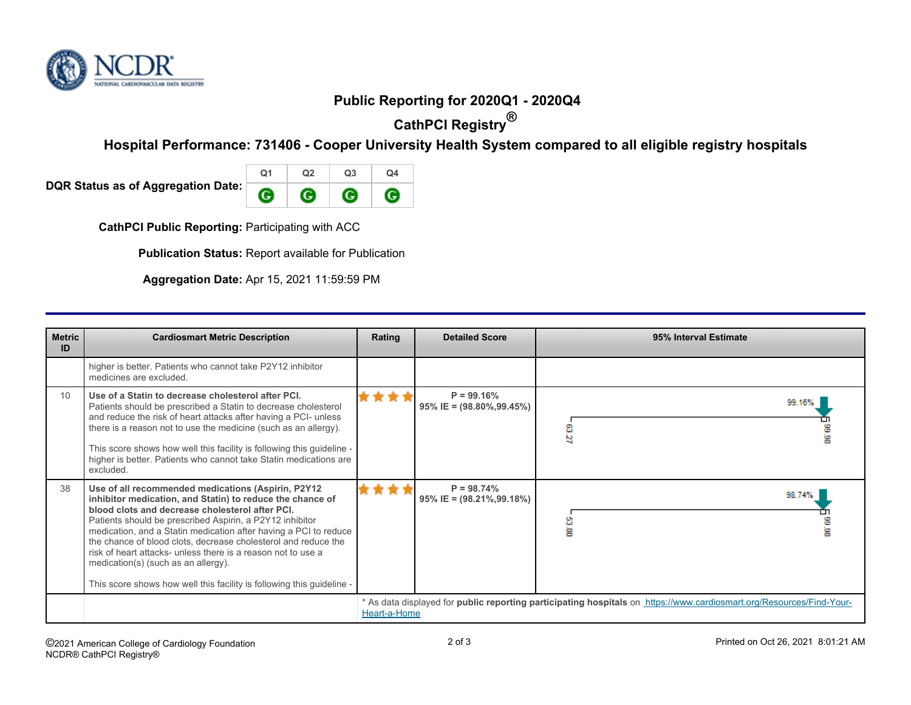# Public Reporting for 2020Q1 - 2020Q4

## CathPCI Registry®

## Hospital Performance: 731406 - Cooper University Health System compared to all eligible registry hospitals

**DQR Status as of Aggregation Date:**

| Q1 | Q2 | Q3 | Q4 |
| --- | --- | --- | --- |
| G | G | G | G |

**CathPCI Public Reporting:** Participating with ACC

**Publication Status:** Report available for Publication

**Aggregation Date:** Apr 15, 2021 11:59:59 PM

| Metric ID | Cardiosmart Metric Description | Rating | Detailed Score | 95% Interval Estimate |
| --- | --- | --- | --- | --- |
| | higher is better. Patients who cannot take P2Y12 inhibitor medicines are excluded. | | | |
| 10 | **Use of a Statin to decrease cholesterol after PCI.** Patients should be prescribed a Statin to decrease cholesterol and reduce the risk of heart attacks after having a PCI- unless there is a reason not to use the medicine (such as an allergy).<br><br>This score shows how well this facility is following this guideline - higher is better. Patients who cannot take Statin medications are excluded. | ★★★★ | **P = 99.16%**<br>**95% IE = (98.80%,99.45%)** | 99.16% (range 63.27 – 99.98) |
| 38 | **Use of all recommended medications (Aspirin, P2Y12 inhibitor medication, and Statin) to reduce the chance of blood clots and decrease cholesterol after PCI.** Patients should be prescribed Aspirin, a P2Y12 inhibitor medication, and a Statin medication after having a PCI to reduce the chance of blood clots, decrease cholesterol and reduce the risk of heart attacks- unless there is a reason not to use a medication(s) (such as an allergy).<br><br>This score shows how well this facility is following this guideline - | ★★★★ | **P = 98.74%**<br>**95% IE = (98.21%,99.18%)** | 98.74% (range 63.80 – 99.98) |
| | | * As data displayed for **public reporting participating hospitals** on https://www.cardiosmart.org/Resources/Find-Your-Heart-a-Home | | |

©2021 American College of Cardiology Foundation
NCDR® CathPCI Registry®

Printed on Oct 26, 2021 8:01:21 AM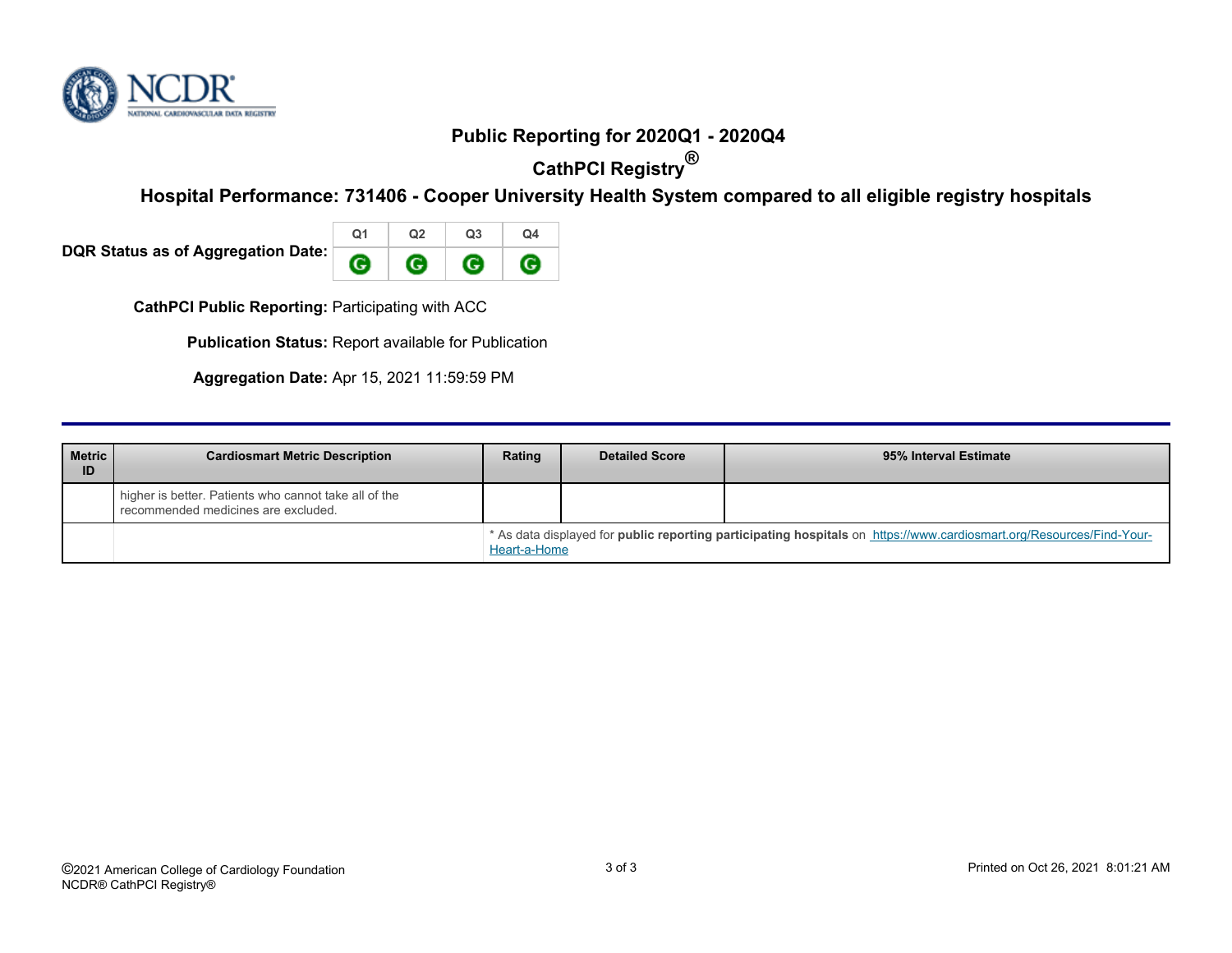## Public Reporting for 2020Q1 - 2020Q4

## CathPCI Registry®

## Hospital Performance: 731406 - Cooper University Health System compared to all eligible registry hospitals

**DQR Status as of Aggregation Date:**

| Q1 | Q2 | Q3 | Q4 |
|---|---|---|---|
| G | G | G | G |

**CathPCI Public Reporting:** Participating with ACC

**Publication Status:** Report available for Publication

**Aggregation Date:** Apr 15, 2021 11:59:59 PM

| Metric ID | Cardiosmart Metric Description | Rating | Detailed Score | 95% Interval Estimate |
|---|---|---|---|---|
| | higher is better. Patients who cannot take all of the recommended medicines are excluded. | | | |
| | | * As data displayed for **public reporting participating hospitals** on [https://www.cardiosmart.org/Resources/Find-Your-Heart-a-Home](https://www.cardiosmart.org/Resources/Find-Your-Heart-a-Home) | | |

©2021 American College of Cardiology Foundation
NCDR® CathPCI Registry®

Printed on Oct 26, 2021 8:01:21 AM